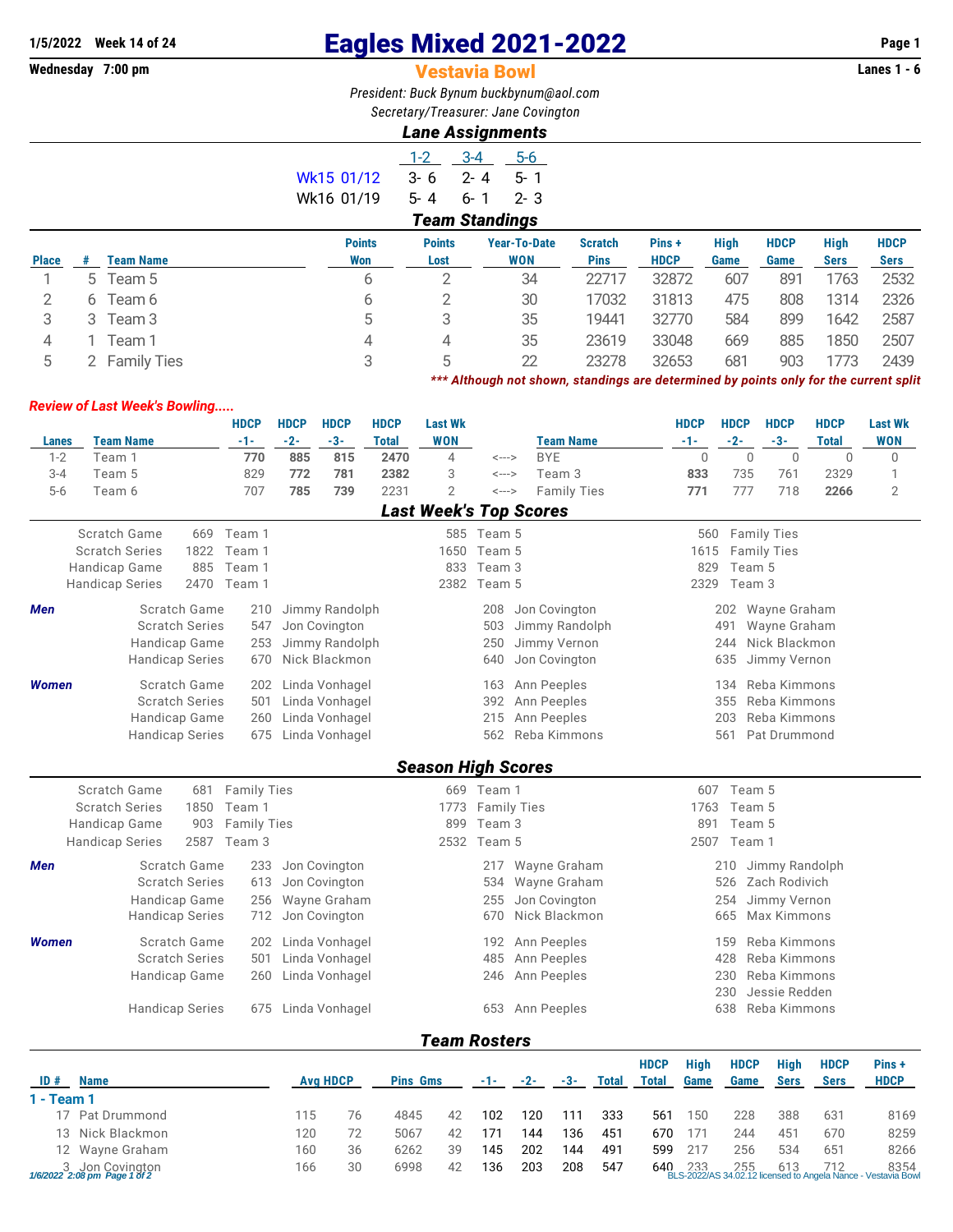1/5/2022 Week 14 of 24

Wednesday 7:00 pm

# Eagles Mixed 2021-2022

## Vestavia Bowl

Lanes 1 - 6

*President: Buck Bynum buckbynum@aol.com*

*Secretary/Treasurer: Jane Covington*

### Lane Assignments

| | 1-2 | 3-4 | 5-6 |
|---|---|---|---|
| Wk15 01/12 | 3- 6 | 2- 4 | 5- 1 |
| Wk16 01/19 | 5- 4 | 6- 1 | 2- 3 |

### Team Standings

| Place | # | Team Name | Points Won | Points Lost | Year-To-Date WON | Scratch Pins | Pins + HDCP | High Game | HDCP Game | High Sers | HDCP Sers |
|---|---|---|---|---|---|---|---|---|---|---|---|
| 1 | 5 | Team 5 | 6 | 2 | 34 | 22717 | 32872 | 607 | 891 | 1763 | 2532 |
| 2 | 6 | Team 6 | 6 | 2 | 30 | 17032 | 31813 | 475 | 808 | 1314 | 2326 |
| 3 | 3 | Team 3 | 5 | 3 | 35 | 19441 | 32770 | 584 | 899 | 1642 | 2587 |
| 4 | 1 | Team 1 | 4 | 4 | 35 | 23619 | 33048 | 669 | 885 | 1850 | 2507 |
| 5 | 2 | Family Ties | 3 | 5 | 22 | 23278 | 32653 | 681 | 903 | 1773 | 2439 |

*** Although not shown, standings are determined by points only for the current split

### Review of Last Week's Bowling.....

| Lanes | Team Name | HDCP -1- | HDCP -2- | HDCP -3- | HDCP Total | Last Wk WON | | Team Name | HDCP -1- | HDCP -2- | HDCP -3- | HDCP Total | Last Wk WON |
|---|---|---|---|---|---|---|---|---|---|---|---|---|---|
| 1-2 | Team 1 | **770** | **885** | **815** | **2470** | 4 | <---> | BYE | 0 | 0 | 0 | 0 | 0 |
| 3-4 | Team 5 | 829 | **772** | **781** | **2382** | 3 | <---> | Team 3 | **833** | 735 | 761 | 2329 | 1 |
| 5-6 | Team 6 | 707 | **785** | **739** | 2231 | 2 | <---> | Family Ties | **771** | 777 | 718 | **2266** | 2 |

### Last Week's Top Scores

| | | | | | | |
|---|---|---|---|---|---|---|
| Scratch Game | 669 | Team 1 | 585 | Team 5 | 560 | Family Ties |
| Scratch Series | 1822 | Team 1 | 1650 | Team 5 | 1615 | Family Ties |
| Handicap Game | 885 | Team 1 | 833 | Team 3 | 829 | Team 5 |
| Handicap Series | 2470 | Team 1 | 2382 | Team 5 | 2329 | Team 3 |

**Men**

| | | | | | | |
|---|---|---|---|---|---|---|
| Scratch Game | 210 | Jimmy Randolph | 208 | Jon Covington | 202 | Wayne Graham |
| Scratch Series | 547 | Jon Covington | 503 | Jimmy Randolph | 491 | Wayne Graham |
| Handicap Game | 253 | Jimmy Randolph | 250 | Jimmy Vernon | 244 | Nick Blackmon |
| Handicap Series | 670 | Nick Blackmon | 640 | Jon Covington | 635 | Jimmy Vernon |

**Women**

| | | | | | | |
|---|---|---|---|---|---|---|
| Scratch Game | 202 | Linda Vonhagel | 163 | Ann Peeples | 134 | Reba Kimmons |
| Scratch Series | 501 | Linda Vonhagel | 392 | Ann Peeples | 355 | Reba Kimmons |
| Handicap Game | 260 | Linda Vonhagel | 215 | Ann Peeples | 203 | Reba Kimmons |
| Handicap Series | 675 | Linda Vonhagel | 562 | Reba Kimmons | 561 | Pat Drummond |

### Season High Scores

| | | | | | | |
|---|---|---|---|---|---|---|
| Scratch Game | 681 | Family Ties | 669 | Team 1 | 607 | Team 5 |
| Scratch Series | 1850 | Team 1 | 1773 | Family Ties | 1763 | Team 5 |
| Handicap Game | 903 | Family Ties | 899 | Team 3 | 891 | Team 5 |
| Handicap Series | 2587 | Team 3 | 2532 | Team 5 | 2507 | Team 1 |

**Men**

| | | | | | | |
|---|---|---|---|---|---|---|
| Scratch Game | 233 | Jon Covington | 217 | Wayne Graham | 210 | Jimmy Randolph |
| Scratch Series | 613 | Jon Covington | 534 | Wayne Graham | 526 | Zach Rodivich |
| Handicap Game | 256 | Wayne Graham | 255 | Jon Covington | 254 | Jimmy Vernon |
| Handicap Series | 712 | Jon Covington | 670 | Nick Blackmon | 665 | Max Kimmons |

**Women**

| | | | | | | |
|---|---|---|---|---|---|---|
| Scratch Game | 202 | Linda Vonhagel | 192 | Ann Peeples | 159 | Reba Kimmons |
| Scratch Series | 501 | Linda Vonhagel | 485 | Ann Peeples | 428 | Reba Kimmons |
| Handicap Game | 260 | Linda Vonhagel | 246 | Ann Peeples | 230 | Reba Kimmons |
| | | | | | 230 | Jessie Redden |
| Handicap Series | 675 | Linda Vonhagel | 653 | Ann Peeples | 638 | Reba Kimmons |

### Team Rosters

| ID # | Name | Avg | HDCP | Pins | Gms | -1- | -2- | -3- | Total | HDCP Total | High Game | HDCP Game | High Sers | HDCP Sers | Pins + HDCP |
|---|---|---|---|---|---|---|---|---|---|---|---|---|---|---|---|
| **1 - Team 1** | | | | | | | | | | | | | | | |
| 17 | Pat Drummond | 115 | 76 | 4845 | 42 | 102 | 120 | 111 | 333 | 561 | 150 | 228 | 388 | 631 | 8169 |
| 13 | Nick Blackmon | 120 | 72 | 5067 | 42 | 171 | 144 | 136 | 451 | 670 | 171 | 244 | 451 | 670 | 8259 |
| 12 | Wayne Graham | 160 | 36 | 6262 | 39 | 145 | 202 | 144 | 491 | 599 | 217 | 256 | 534 | 651 | 8266 |
| 3 | Jon Covington | 166 | 30 | 6998 | 42 | 136 | 203 | 208 | 547 | 640 | 233 | 255 | 613 | 712 | 8354 |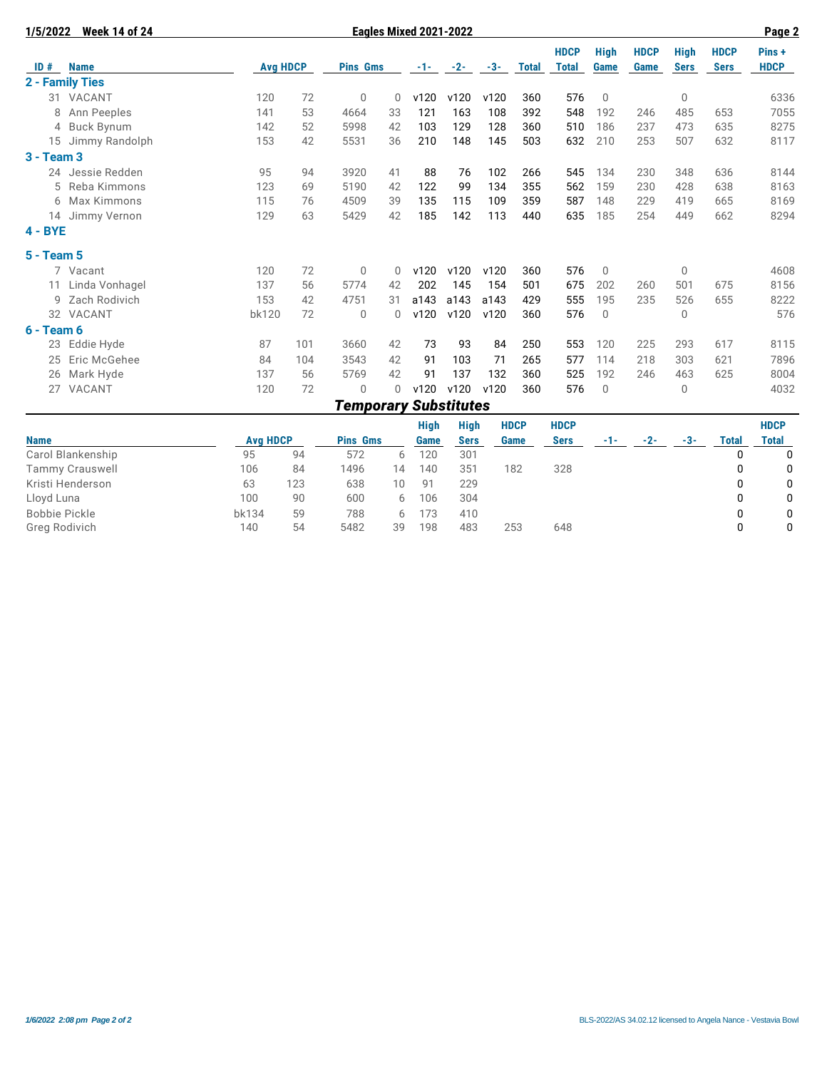| ID # | Name | Avg | HDCP | Pins | Gms | -1- | -2- | -3- | Total | HDCP Total | High Game | HDCP Game | High Sers | HDCP Sers | Pins + HDCP |
|---|---|---|---|---|---|---|---|---|---|---|---|---|---|---|---|
| **2 - Family Ties** | | | | | | | | | | | | | | | |
| 31 | VACANT | 120 | 72 | 0 | 0 | v120 | v120 | v120 | 360 | 576 | 0 | | 0 | | 6336 |
| 8 | Ann Peeples | 141 | 53 | 4664 | 33 | 121 | 163 | 108 | 392 | 548 | 192 | 246 | 485 | 653 | 7055 |
| 4 | Buck Bynum | 142 | 52 | 5998 | 42 | 103 | 129 | 128 | 360 | 510 | 186 | 237 | 473 | 635 | 8275 |
| 15 | Jimmy Randolph | 153 | 42 | 5531 | 36 | 210 | 148 | 145 | 503 | 632 | 210 | 253 | 507 | 632 | 8117 |
| **3 - Team 3** | | | | | | | | | | | | | | | |
| 24 | Jessie Redden | 95 | 94 | 3920 | 41 | 88 | 76 | 102 | 266 | 545 | 134 | 230 | 348 | 636 | 8144 |
| 5 | Reba Kimmons | 123 | 69 | 5190 | 42 | 122 | 99 | 134 | 355 | 562 | 159 | 230 | 428 | 638 | 8163 |
| 6 | Max Kimmons | 115 | 76 | 4509 | 39 | 135 | 115 | 109 | 359 | 587 | 148 | 229 | 419 | 665 | 8169 |
| 14 | Jimmy Vernon | 129 | 63 | 5429 | 42 | 185 | 142 | 113 | 440 | 635 | 185 | 254 | 449 | 662 | 8294 |
| **4 - BYE** | | | | | | | | | | | | | | | |
| **5 - Team 5** | | | | | | | | | | | | | | | |
| 7 | Vacant | 120 | 72 | 0 | 0 | v120 | v120 | v120 | 360 | 576 | 0 | | 0 | | 4608 |
| 11 | Linda Vonhagel | 137 | 56 | 5774 | 42 | 202 | 145 | 154 | 501 | 675 | 202 | 260 | 501 | 675 | 8156 |
| 9 | Zach Rodivich | 153 | 42 | 4751 | 31 | a143 | a143 | a143 | 429 | 555 | 195 | 235 | 526 | 655 | 8222 |
| 32 | VACANT | bk120 | 72 | 0 | 0 | v120 | v120 | v120 | 360 | 576 | 0 | | 0 | | 576 |
| **6 - Team 6** | | | | | | | | | | | | | | | |
| 23 | Eddie Hyde | 87 | 101 | 3660 | 42 | 73 | 93 | 84 | 250 | 553 | 120 | 225 | 293 | 617 | 8115 |
| 25 | Eric McGehee | 84 | 104 | 3543 | 42 | 91 | 103 | 71 | 265 | 577 | 114 | 218 | 303 | 621 | 7896 |
| 26 | Mark Hyde | 137 | 56 | 5769 | 42 | 91 | 137 | 132 | 360 | 525 | 192 | 246 | 463 | 625 | 8004 |
| 27 | VACANT | 120 | 72 | 0 | 0 | v120 | v120 | v120 | 360 | 576 | 0 | | 0 | | 4032 |

## *Temporary Substitutes*

| Name | Avg | HDCP | Pins | Gms | High Game | High Sers | HDCP Game | HDCP Sers | -1- | -2- | -3- | Total | HDCP Total |
|---|---|---|---|---|---|---|---|---|---|---|---|---|---|
| Carol Blankenship | 95 | 94 | 572 | 6 | 120 | 301 | | | | | | 0 | 0 |
| Tammy Crauswell | 106 | 84 | 1496 | 14 | 140 | 351 | 182 | 328 | | | | 0 | 0 |
| Kristi Henderson | 63 | 123 | 638 | 10 | 91 | 229 | | | | | | 0 | 0 |
| Lloyd Luna | 100 | 90 | 600 | 6 | 106 | 304 | | | | | | 0 | 0 |
| Bobbie Pickle | bk134 | 59 | 788 | 6 | 173 | 410 | | | | | | 0 | 0 |
| Greg Rodivich | 140 | 54 | 5482 | 39 | 198 | 483 | 253 | 648 | | | | 0 | 0 |